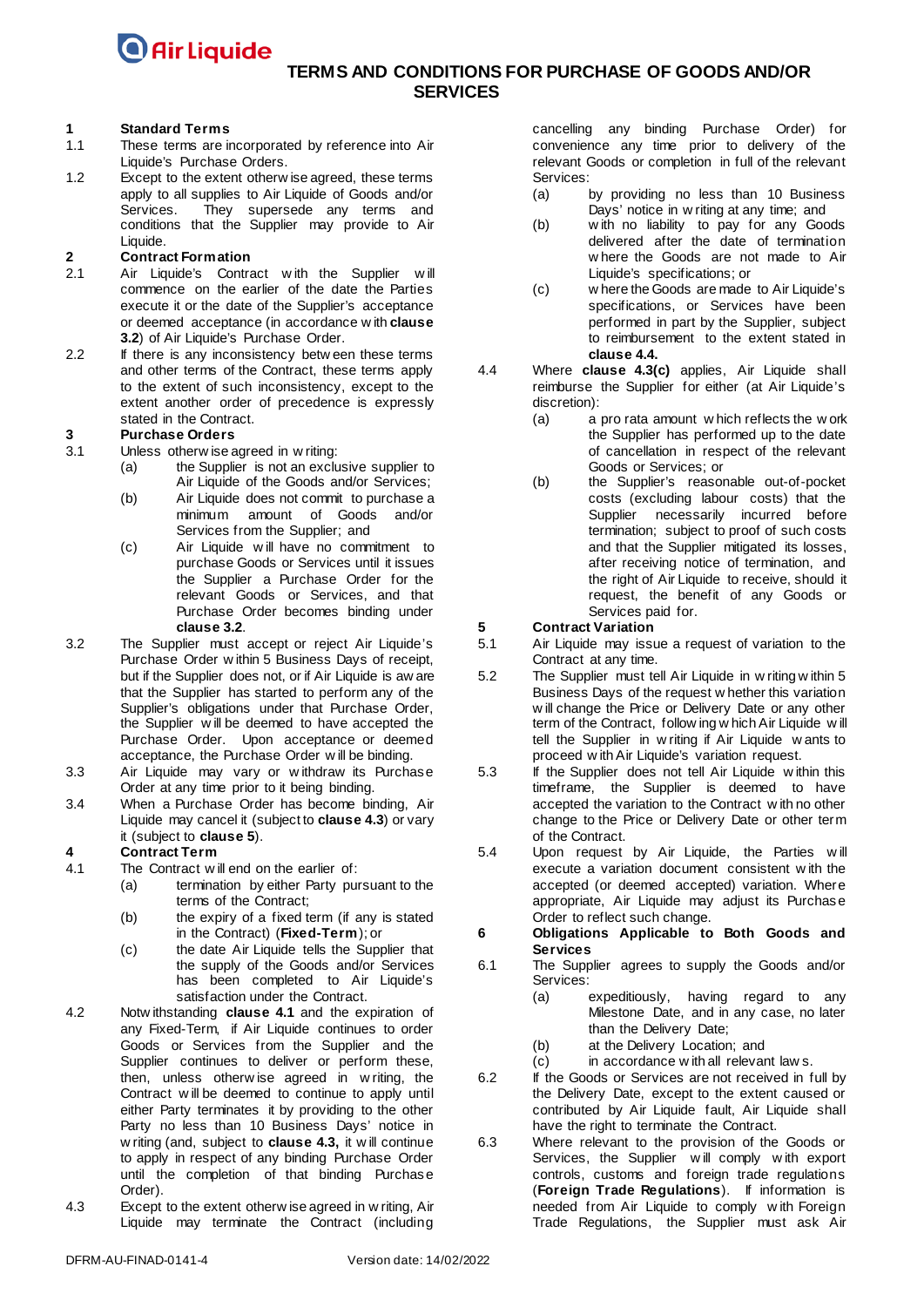# TERMS AND CONDITIONS FOR PURCHASE OF GOODS AND/OR SERVICES

## 1 Standard Terms

1.1 These terms are incorporated by reference into Air Liquide's Purchase Orders.

1.2 Except to the extent otherwise agreed, these terms apply to all supplies to Air Liquide of Goods and/or Services. They supersede any terms and conditions that the Supplier may provide to Air Liquide.

## 2 Contract Formation

2.1 Air Liquide's Contract with the Supplier will commence on the earlier of the date the Parties execute it or the date of the Supplier's acceptance or deemed acceptance (in accordance with **clause 3.2**) of Air Liquide's Purchase Order.

2.2 If there is any inconsistency between these terms and other terms of the Contract, these terms apply to the extent of such inconsistency, except to the extent another order of precedence is expressly stated in the Contract.

## 3 Purchase Orders

3.1 Unless otherwise agreed in writing:

- (a) the Supplier is not an exclusive supplier to Air Liquide of the Goods and/or Services;
- (b) Air Liquide does not commit to purchase a minimum amount of Goods and/or Services from the Supplier; and
- (c) Air Liquide will have no commitment to purchase Goods or Services until it issues the Supplier a Purchase Order for the relevant Goods or Services, and that Purchase Order becomes binding under **clause 3.2**.

3.2 The Supplier must accept or reject Air Liquide's Purchase Order within 5 Business Days of receipt, but if the Supplier does not, or if Air Liquide is aware that the Supplier has started to perform any of the Supplier's obligations under that Purchase Order, the Supplier will be deemed to have accepted the Purchase Order. Upon acceptance or deemed acceptance, the Purchase Order will be binding.

3.3 Air Liquide may vary or withdraw its Purchase Order at any time prior to it being binding.

3.4 When a Purchase Order has become binding, Air Liquide may cancel it (subject to **clause 4.3**) or vary it (subject to **clause 5**).

## 4 Contract Term

4.1 The Contract will end on the earlier of:

- (a) termination by either Party pursuant to the terms of the Contract;
- (b) the expiry of a fixed term (if any is stated in the Contract) (**Fixed-Term**); or
- (c) the date Air Liquide tells the Supplier that the supply of the Goods and/or Services has been completed to Air Liquide's satisfaction under the Contract.

4.2 Notwithstanding **clause 4.1** and the expiration of any Fixed-Term, if Air Liquide continues to order Goods or Services from the Supplier and the Supplier continues to deliver or perform these, then, unless otherwise agreed in writing, the Contract will be deemed to continue to apply until either Party terminates it by providing to the other Party no less than 10 Business Days' notice in writing (and, subject to **clause 4.3,** it will continue to apply in respect of any binding Purchase Order until the completion of that binding Purchase Order).

4.3 Except to the extent otherwise agreed in writing, Air Liquide may terminate the Contract (including cancelling any binding Purchase Order) for convenience any time prior to delivery of the relevant Goods or completion in full of the relevant Services:

- (a) by providing no less than 10 Business Days' notice in writing at any time; and
- (b) with no liability to pay for any Goods delivered after the date of termination where the Goods are not made to Air Liquide's specifications; or
- (c) where the Goods are made to Air Liquide's specifications, or Services have been performed in part by the Supplier, subject to reimbursement to the extent stated in **clause 4.4.**

4.4 Where **clause 4.3(c)** applies, Air Liquide shall reimburse the Supplier for either (at Air Liquide's discretion):

- (a) a pro rata amount which reflects the work the Supplier has performed up to the date of cancellation in respect of the relevant Goods or Services; or
- (b) the Supplier's reasonable out-of-pocket costs (excluding labour costs) that the Supplier necessarily incurred before termination; subject to proof of such costs and that the Supplier mitigated its losses, after receiving notice of termination, and the right of Air Liquide to receive, should it request, the benefit of any Goods or Services paid for.

## 5 Contract Variation

5.1 Air Liquide may issue a request of variation to the Contract at any time.

5.2 The Supplier must tell Air Liquide in writing within 5 Business Days of the request whether this variation will change the Price or Delivery Date or any other term of the Contract, following which Air Liquide will tell the Supplier in writing if Air Liquide wants to proceed with Air Liquide's variation request.

5.3 If the Supplier does not tell Air Liquide within this timeframe, the Supplier is deemed to have accepted the variation to the Contract with no other change to the Price or Delivery Date or other term of the Contract.

5.4 Upon request by Air Liquide, the Parties will execute a variation document consistent with the accepted (or deemed accepted) variation. Where appropriate, Air Liquide may adjust its Purchase Order to reflect such change.

## 6 Obligations Applicable to Both Goods and Services

6.1 The Supplier agrees to supply the Goods and/or Services:

- (a) expeditiously, having regard to any Milestone Date, and in any case, no later than the Delivery Date;
- (b) at the Delivery Location; and
- (c) in accordance with all relevant laws.

6.2 If the Goods or Services are not received in full by the Delivery Date, except to the extent caused or contributed by Air Liquide fault, Air Liquide shall have the right to terminate the Contract.

6.3 Where relevant to the provision of the Goods or Services, the Supplier will comply with export controls, customs and foreign trade regulations (**Foreign Trade Regulations**). If information is needed from Air Liquide to comply with Foreign Trade Regulations, the Supplier must ask Air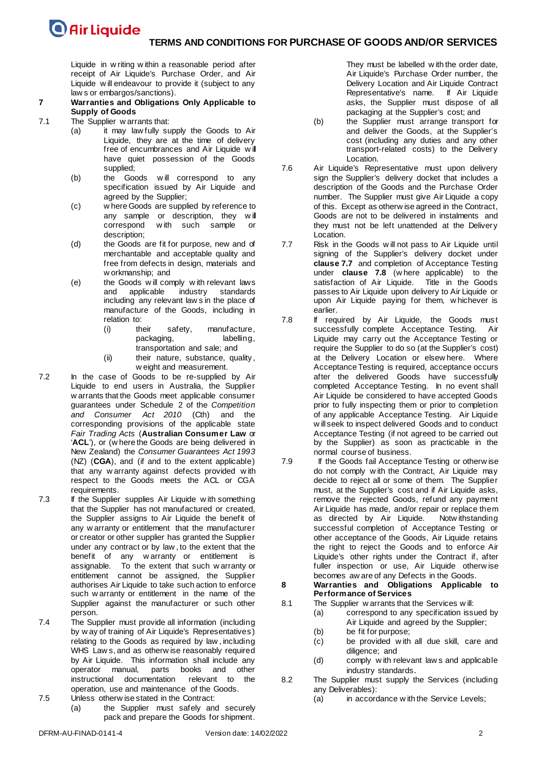Liquide in writing within a reasonable period after receipt of Air Liquide's Purchase Order, and Air Liquide will endeavour to provide it (subject to any laws or embargos/sanctions).

**7 Warranties and Obligations Only Applicable to Supply of Goods**

7.1 The Supplier warrants that:

(a) it may lawfully supply the Goods to Air Liquide, they are at the time of delivery free of encumbrances and Air Liquide will have quiet possession of the Goods supplied;

(b) the Goods will correspond to any specification issued by Air Liquide and agreed by the Supplier;

(c) where Goods are supplied by reference to any sample or description, they will correspond with such sample or description;

(d) the Goods are fit for purpose, new and of merchantable and acceptable quality and free from defects in design, materials and workmanship; and

(e) the Goods will comply with relevant laws and applicable industry standards including any relevant laws in the place of manufacture of the Goods, including in relation to:

(i) their safety, manufacture, packaging, labelling, transportation and sale; and

(ii) their nature, substance, quality, weight and measurement.

7.2 In the case of Goods to be re-supplied by Air Liquide to end users in Australia, the Supplier warrants that the Goods meet applicable consumer guarantees under Schedule 2 of the *Competition and Consumer Act 2010* (Cth) and the corresponding provisions of the applicable state *Fair Trading Acts* (**Australian Consumer Law** or '**ACL**'), or (where the Goods are being delivered in New Zealand) the *Consumer Guarantees Act 1993* (NZ) (**CGA**), and (if and to the extent applicable) that any warranty against defects provided with respect to the Goods meets the ACL or CGA requirements.

7.3 If the Supplier supplies Air Liquide with something that the Supplier has not manufactured or created, the Supplier assigns to Air Liquide the benefit of any warranty or entitlement that the manufacturer or creator or other supplier has granted the Supplier under any contract or by law, to the extent that the benefit of any warranty or entitlement is assignable. To the extent that such warranty or entitlement cannot be assigned, the Supplier authorises Air Liquide to take such action to enforce such warranty or entitlement in the name of the Supplier against the manufacturer or such other person.

7.4 The Supplier must provide all information (including by way of training of Air Liquide's Representatives) relating to the Goods as required by law, including WHS Laws, and as otherwise reasonably required by Air Liquide. This information shall include any operator manual, parts books and other instructional documentation relevant to the operation, use and maintenance of the Goods.

7.5 Unless otherwise stated in the Contract:

(a) the Supplier must safely and securely pack and prepare the Goods for shipment. They must be labelled with the order date, Air Liquide's Purchase Order number, the Delivery Location and Air Liquide Contract Representative's name. If Air Liquide asks, the Supplier must dispose of all packaging at the Supplier's cost; and

(b) the Supplier must arrange transport for and deliver the Goods, at the Supplier's cost (including any duties and any other transport-related costs) to the Delivery Location.

7.6 Air Liquide's Representative must upon delivery sign the Supplier's delivery docket that includes a description of the Goods and the Purchase Order number. The Supplier must give Air Liquide a copy of this. Except as otherwise agreed in the Contract, Goods are not to be delivered in instalments and they must not be left unattended at the Delivery Location.

7.7 Risk in the Goods will not pass to Air Liquide until signing of the Supplier's delivery docket under **clause 7.7** and completion of Acceptance Testing under **clause 7.8** (where applicable) to the satisfaction of Air Liquide. Title in the Goods passes to Air Liquide upon delivery to Air Liquide or upon Air Liquide paying for them, whichever is earlier.

7.8 If required by Air Liquide, the Goods must successfully complete Acceptance Testing. Air Liquide may carry out the Acceptance Testing or require the Supplier to do so (at the Supplier's cost) at the Delivery Location or elsewhere. Where Acceptance Testing is required, acceptance occurs after the delivered Goods have successfully completed Acceptance Testing. In no event shall Air Liquide be considered to have accepted Goods prior to fully inspecting them or prior to completion of any applicable Acceptance Testing. Air Liquide will seek to inspect delivered Goods and to conduct Acceptance Testing (if not agreed to be carried out by the Supplier) as soon as practicable in the normal course of business.

7.9 If the Goods fail Acceptance Testing or otherwise do not comply with the Contract, Air Liquide may decide to reject all or some of them. The Supplier must, at the Supplier's cost and if Air Liquide asks, remove the rejected Goods, refund any payment Air Liquide has made, and/or repair or replace them as directed by Air Liquide. Notwithstanding successful completion of Acceptance Testing or other acceptance of the Goods, Air Liquide retains the right to reject the Goods and to enforce Air Liquide's other rights under the Contract if, after fuller inspection or use, Air Liquide otherwise becomes aware of any Defects in the Goods.

**8 Warranties and Obligations Applicable to Performance of Services**

8.1 The Supplier warrants that the Services will:

(a) correspond to any specification issued by Air Liquide and agreed by the Supplier;

(b) be fit for purpose;

(c) be provided with all due skill, care and diligence; and

(d) comply with relevant laws and applicable industry standards.

8.2 The Supplier must supply the Services (including any Deliverables):

(a) in accordance with the Service Levels;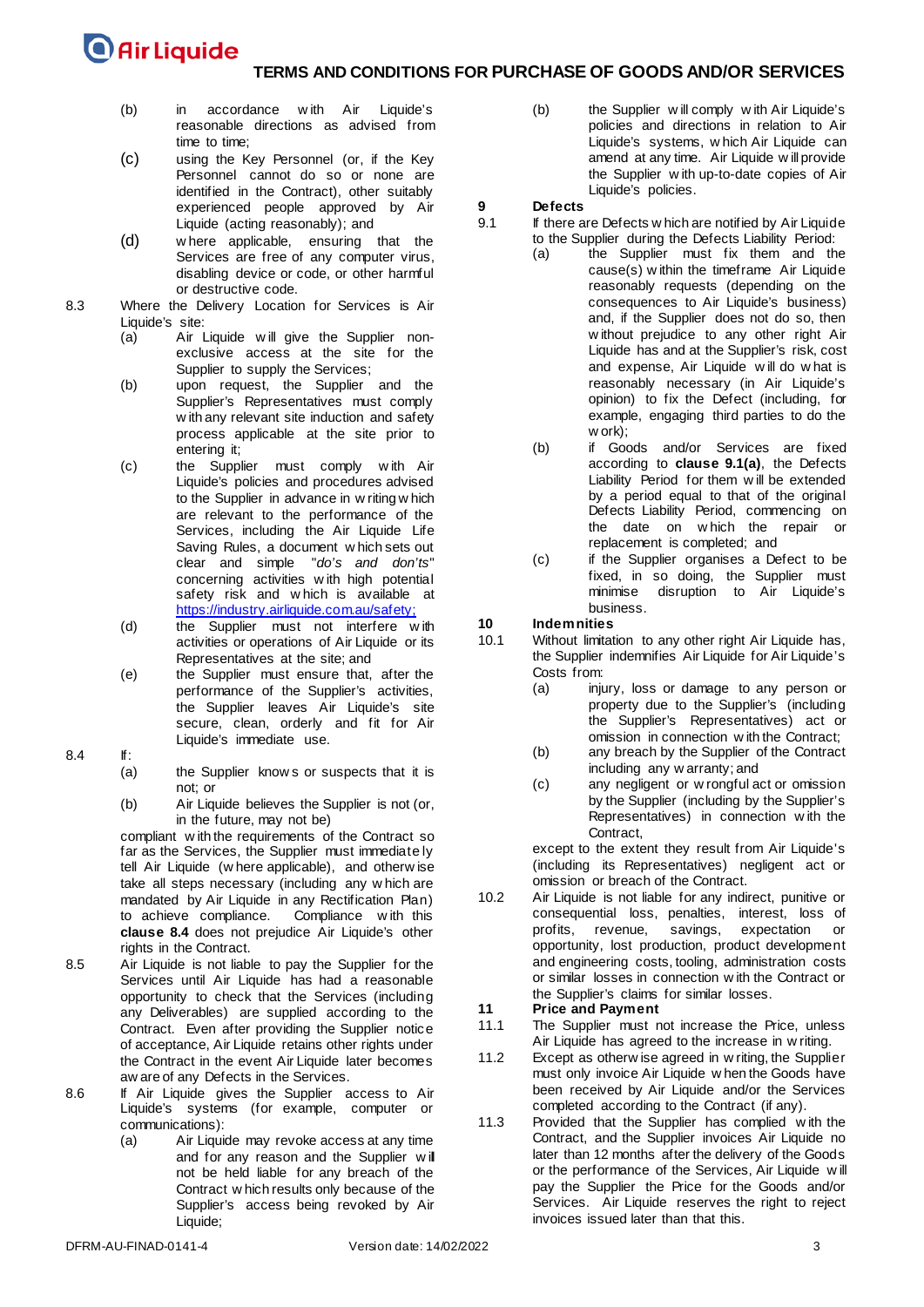(b) in accordance with Air Liquide's reasonable directions as advised from time to time;

(c) using the Key Personnel (or, if the Key Personnel cannot do so or none are identified in the Contract), other suitably experienced people approved by Air Liquide (acting reasonably); and

(d) where applicable, ensuring that the Services are free of any computer virus, disabling device or code, or other harmful or destructive code.

8.3 Where the Delivery Location for Services is Air Liquide's site:

(a) Air Liquide will give the Supplier non-exclusive access at the site for the Supplier to supply the Services;

(b) upon request, the Supplier and the Supplier's Representatives must comply with any relevant site induction and safety process applicable at the site prior to entering it;

(c) the Supplier must comply with Air Liquide's policies and procedures advised to the Supplier in advance in writing which are relevant to the performance of the Services, including the Air Liquide Life Saving Rules, a document which sets out clear and simple "*do's and don'ts*" concerning activities with high potential safety risk and which is available at https://industry.airliquide.com.au/safety;

(d) the Supplier must not interfere with activities or operations of Air Liquide or its Representatives at the site; and

(e) the Supplier must ensure that, after the performance of the Supplier's activities, the Supplier leaves Air Liquide's site secure, clean, orderly and fit for Air Liquide's immediate use.

8.4 If:

(a) the Supplier knows or suspects that it is not; or

(b) Air Liquide believes the Supplier is not (or, in the future, may not be)

compliant with the requirements of the Contract so far as the Services, the Supplier must immediately tell Air Liquide (where applicable), and otherwise take all steps necessary (including any which are mandated by Air Liquide in any Rectification Plan) to achieve compliance. Compliance with this **clause 8.4** does not prejudice Air Liquide's other rights in the Contract.

8.5 Air Liquide is not liable to pay the Supplier for the Services until Air Liquide has had a reasonable opportunity to check that the Services (including any Deliverables) are supplied according to the Contract. Even after providing the Supplier notice of acceptance, Air Liquide retains other rights under the Contract in the event Air Liquide later becomes aware of any Defects in the Services.

8.6 If Air Liquide gives the Supplier access to Air Liquide's systems (for example, computer or communications):

(a) Air Liquide may revoke access at any time and for any reason and the Supplier will not be held liable for any breach of the Contract which results only because of the Supplier's access being revoked by Air Liquide;

(b) the Supplier will comply with Air Liquide's policies and directions in relation to Air Liquide's systems, which Air Liquide can amend at any time. Air Liquide will provide the Supplier with up-to-date copies of Air Liquide's policies.

## 9 Defects

9.1 If there are Defects which are notified by Air Liquide to the Supplier during the Defects Liability Period:

(a) the Supplier must fix them and the cause(s) within the timeframe Air Liquide reasonably requests (depending on the consequences to Air Liquide's business) and, if the Supplier does not do so, then without prejudice to any other right Air Liquide has and at the Supplier's risk, cost and expense, Air Liquide will do what is reasonably necessary (in Air Liquide's opinion) to fix the Defect (including, for example, engaging third parties to do the work);

(b) if Goods and/or Services are fixed according to **clause 9.1(a)**, the Defects Liability Period for them will be extended by a period equal to that of the original Defects Liability Period, commencing on the date on which the repair or replacement is completed; and

(c) if the Supplier organises a Defect to be fixed, in so doing, the Supplier must minimise disruption to Air Liquide's business.

## 10 Indemnities

10.1 Without limitation to any other right Air Liquide has, the Supplier indemnifies Air Liquide for Air Liquide's Costs from:

(a) injury, loss or damage to any person or property due to the Supplier's (including the Supplier's Representatives) act or omission in connection with the Contract;

(b) any breach by the Supplier of the Contract including any warranty; and

(c) any negligent or wrongful act or omission by the Supplier (including by the Supplier's Representatives) in connection with the Contract,

except to the extent they result from Air Liquide's (including its Representatives) negligent act or omission or breach of the Contract.

10.2 Air Liquide is not liable for any indirect, punitive or consequential loss, penalties, interest, loss of profits, revenue, savings, expectation or opportunity, lost production, product development and engineering costs, tooling, administration costs or similar losses in connection with the Contract or the Supplier's claims for similar losses.

## 11 Price and Payment

11.1 The Supplier must not increase the Price, unless Air Liquide has agreed to the increase in writing.

11.2 Except as otherwise agreed in writing, the Supplier must only invoice Air Liquide when the Goods have been received by Air Liquide and/or the Services completed according to the Contract (if any).

11.3 Provided that the Supplier has complied with the Contract, and the Supplier invoices Air Liquide no later than 12 months after the delivery of the Goods or the performance of the Services, Air Liquide will pay the Supplier the Price for the Goods and/or Services. Air Liquide reserves the right to reject invoices issued later than that this.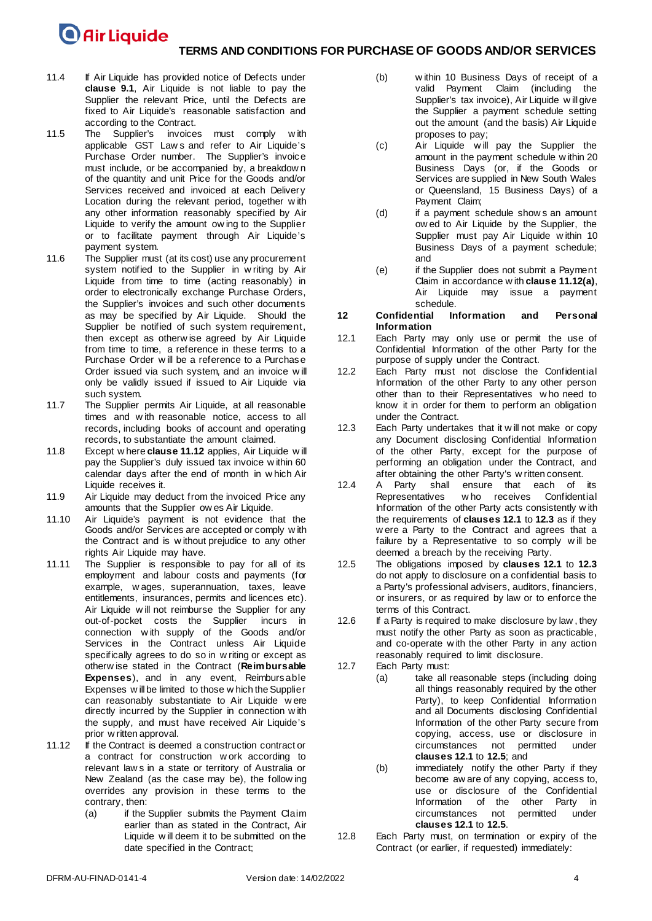11.4 If Air Liquide has provided notice of Defects under **clause 9.1**, Air Liquide is not liable to pay the Supplier the relevant Price, until the Defects are fixed to Air Liquide's reasonable satisfaction and according to the Contract.

11.5 The Supplier's invoices must comply with applicable GST Laws and refer to Air Liquide's Purchase Order number. The Supplier's invoice must include, or be accompanied by, a breakdown of the quantity and unit Price for the Goods and/or Services received and invoiced at each Delivery Location during the relevant period, together with any other information reasonably specified by Air Liquide to verify the amount owing to the Supplier or to facilitate payment through Air Liquide's payment system.

11.6 The Supplier must (at its cost) use any procurement system notified to the Supplier in writing by Air Liquide from time to time (acting reasonably) in order to electronically exchange Purchase Orders, the Supplier's invoices and such other documents as may be specified by Air Liquide. Should the Supplier be notified of such system requirement, then except as otherwise agreed by Air Liquide from time to time, a reference in these terms to a Purchase Order will be a reference to a Purchase Order issued via such system, and an invoice will only be validly issued if issued to Air Liquide via such system.

11.7 The Supplier permits Air Liquide, at all reasonable times and with reasonable notice, access to all records, including books of account and operating records, to substantiate the amount claimed.

11.8 Except where **clause 11.12** applies, Air Liquide will pay the Supplier's duly issued tax invoice within 60 calendar days after the end of month in which Air Liquide receives it.

11.9 Air Liquide may deduct from the invoiced Price any amounts that the Supplier owes Air Liquide.

11.10 Air Liquide's payment is not evidence that the Goods and/or Services are accepted or comply with the Contract and is without prejudice to any other rights Air Liquide may have.

11.11 The Supplier is responsible to pay for all of its employment and labour costs and payments (for example, wages, superannuation, taxes, leave entitlements, insurances, permits and licences etc). Air Liquide will not reimburse the Supplier for any out-of-pocket costs the Supplier incurs in connection with supply of the Goods and/or Services in the Contract unless Air Liquide specifically agrees to do so in writing or except as otherwise stated in the Contract (**Reimbursable Expenses**), and in any event, Reimbursable Expenses will be limited to those which the Supplier can reasonably substantiate to Air Liquide were directly incurred by the Supplier in connection with the supply, and must have received Air Liquide's prior written approval.

11.12 If the Contract is deemed a construction contract or a contract for construction work according to relevant laws in a state or territory of Australia or New Zealand (as the case may be), the following overrides any provision in these terms to the contrary, then:

(a) if the Supplier submits the Payment Claim earlier than as stated in the Contract, Air Liquide will deem it to be submitted on the date specified in the Contract;

(b) within 10 Business Days of receipt of a valid Payment Claim (including the Supplier's tax invoice), Air Liquide will give the Supplier a payment schedule setting out the amount (and the basis) Air Liquide proposes to pay;

(c) Air Liquide will pay the Supplier the amount in the payment schedule within 20 Business Days (or, if the Goods or Services are supplied in New South Wales or Queensland, 15 Business Days) of a Payment Claim;

(d) if a payment schedule shows an amount owed to Air Liquide by the Supplier, the Supplier must pay Air Liquide within 10 Business Days of a payment schedule; and

(e) if the Supplier does not submit a Payment Claim in accordance with **clause 11.12(a)**, Air Liquide may issue a payment schedule.

## 12 Confidential Information and Personal Information

12.1 Each Party may only use or permit the use of Confidential Information of the other Party for the purpose of supply under the Contract.

12.2 Each Party must not disclose the Confidential Information of the other Party to any other person other than to their Representatives who need to know it in order for them to perform an obligation under the Contract.

12.3 Each Party undertakes that it will not make or copy any Document disclosing Confidential Information of the other Party, except for the purpose of performing an obligation under the Contract, and after obtaining the other Party's written consent.

12.4 A Party shall ensure that each of its Representatives who receives Confidential Information of the other Party acts consistently with the requirements of **clauses 12.1** to **12.3** as if they were a Party to the Contract and agrees that a failure by a Representative to so comply will be deemed a breach by the receiving Party.

12.5 The obligations imposed by **clauses 12.1** to **12.3** do not apply to disclosure on a confidential basis to a Party's professional advisers, auditors, financiers, or insurers, or as required by law or to enforce the terms of this Contract.

12.6 If a Party is required to make disclosure by law, they must notify the other Party as soon as practicable, and co-operate with the other Party in any action reasonably required to limit disclosure.

12.7 Each Party must:

(a) take all reasonable steps (including doing all things reasonably required by the other Party), to keep Confidential Information and all Documents disclosing Confidential Information of the other Party secure from copying, access, use or disclosure in circumstances not permitted under **clauses 12.1** to **12.5**; and

(b) immediately notify the other Party if they become aware of any copying, access to, use or disclosure of the Confidential Information of the other Party in circumstances not permitted under **clauses 12.1** to **12.5**.

12.8 Each Party must, on termination or expiry of the Contract (or earlier, if requested) immediately: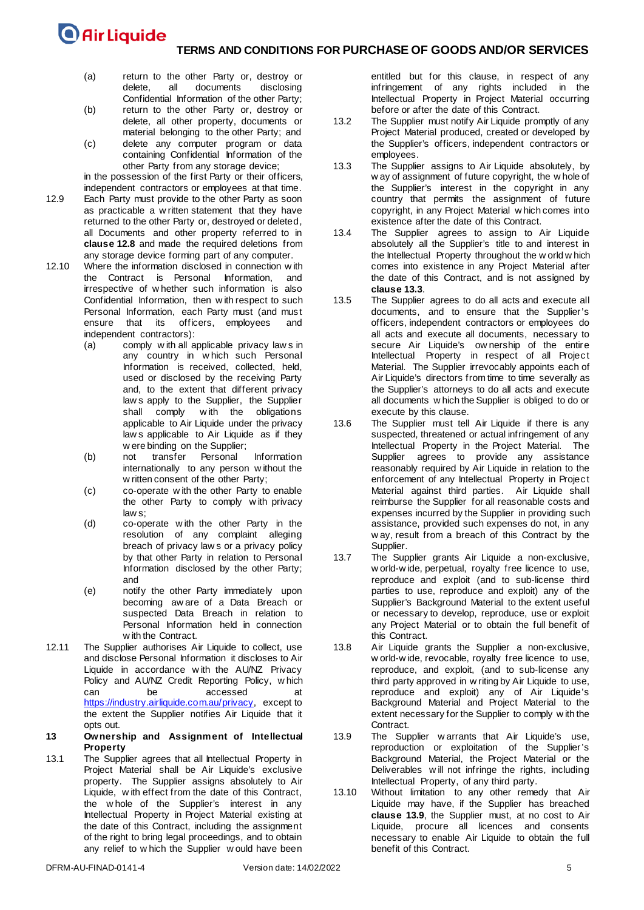(a) return to the other Party or, destroy or delete, all documents disclosing Confidential Information of the other Party;

(b) return to the other Party or, destroy or delete, all other property, documents or material belonging to the other Party; and

(c) delete any computer program or data containing Confidential Information of the other Party from any storage device;

in the possession of the first Party or their officers, independent contractors or employees at that time.

12.9 Each Party must provide to the other Party as soon as practicable a written statement that they have returned to the other Party or, destroyed or deleted, all Documents and other property referred to in **clause 12.8** and made the required deletions from any storage device forming part of any computer.

12.10 Where the information disclosed in connection with the Contract is Personal Information, and irrespective of whether such information is also Confidential Information, then with respect to such Personal Information, each Party must (and must ensure that its officers, employees and independent contractors):

(a) comply with all applicable privacy laws in any country in which such Personal Information is received, collected, held, used or disclosed by the receiving Party and, to the extent that different privacy laws apply to the Supplier, the Supplier shall comply with the obligations applicable to Air Liquide under the privacy laws applicable to Air Liquide as if they were binding on the Supplier;

(b) not transfer Personal Information internationally to any person without the written consent of the other Party;

(c) co-operate with the other Party to enable the other Party to comply with privacy laws;

(d) co-operate with the other Party in the resolution of any complaint alleging breach of privacy laws or a privacy policy by that other Party in relation to Personal Information disclosed by the other Party; and

(e) notify the other Party immediately upon becoming aware of a Data Breach or suspected Data Breach in relation to Personal Information held in connection with the Contract.

12.11 The Supplier authorises Air Liquide to collect, use and disclose Personal Information it discloses to Air Liquide in accordance with the AU/NZ Privacy Policy and AU/NZ Credit Reporting Policy, which can be accessed at https://industry.airliquide.com.au/privacy, except to the extent the Supplier notifies Air Liquide that it opts out.

## 13 Ownership and Assignment of Intellectual Property

13.1 The Supplier agrees that all Intellectual Property in Project Material shall be Air Liquide's exclusive property. The Supplier assigns absolutely to Air Liquide, with effect from the date of this Contract, the whole of the Supplier's interest in any Intellectual Property in Project Material existing at the date of this Contract, including the assignment of the right to bring legal proceedings, and to obtain any relief to which the Supplier would have been entitled but for this clause, in respect of any infringement of any rights included in the Intellectual Property in Project Material occurring before or after the date of this Contract.

13.2 The Supplier must notify Air Liquide promptly of any Project Material produced, created or developed by the Supplier's officers, independent contractors or employees.

13.3 The Supplier assigns to Air Liquide absolutely, by way of assignment of future copyright, the whole of the Supplier's interest in the copyright in any country that permits the assignment of future copyright, in any Project Material which comes into existence after the date of this Contract.

13.4 The Supplier agrees to assign to Air Liquide absolutely all the Supplier's title to and interest in the Intellectual Property throughout the world which comes into existence in any Project Material after the date of this Contract, and is not assigned by **clause 13.3**.

13.5 The Supplier agrees to do all acts and execute all documents, and to ensure that the Supplier's officers, independent contractors or employees do all acts and execute all documents, necessary to secure Air Liquide's ownership of the entire Intellectual Property in respect of all Project Material. The Supplier irrevocably appoints each of Air Liquide's directors from time to time severally as the Supplier's attorneys to do all acts and execute all documents which the Supplier is obliged to do or execute by this clause.

13.6 The Supplier must tell Air Liquide if there is any suspected, threatened or actual infringement of any Intellectual Property in the Project Material. The Supplier agrees to provide any assistance reasonably required by Air Liquide in relation to the enforcement of any Intellectual Property in Project Material against third parties. Air Liquide shall reimburse the Supplier for all reasonable costs and expenses incurred by the Supplier in providing such assistance, provided such expenses do not, in any way, result from a breach of this Contract by the Supplier.

13.7 The Supplier grants Air Liquide a non-exclusive, world-wide, perpetual, royalty free licence to use, reproduce and exploit (and to sub-license third parties to use, reproduce and exploit) any of the Supplier's Background Material to the extent useful or necessary to develop, reproduce, use or exploit any Project Material or to obtain the full benefit of this Contract.

13.8 Air Liquide grants the Supplier a non-exclusive, world-wide, revocable, royalty free licence to use, reproduce, and exploit, (and to sub-license any third party approved in writing by Air Liquide to use, reproduce and exploit) any of Air Liquide's Background Material and Project Material to the extent necessary for the Supplier to comply with the Contract.

13.9 The Supplier warrants that Air Liquide's use, reproduction or exploitation of the Supplier's Background Material, the Project Material or the Deliverables will not infringe the rights, including Intellectual Property, of any third party.

13.10 Without limitation to any other remedy that Air Liquide may have, if the Supplier has breached **clause 13.9**, the Supplier must, at no cost to Air Liquide, procure all licences and consents necessary to enable Air Liquide to obtain the full benefit of this Contract.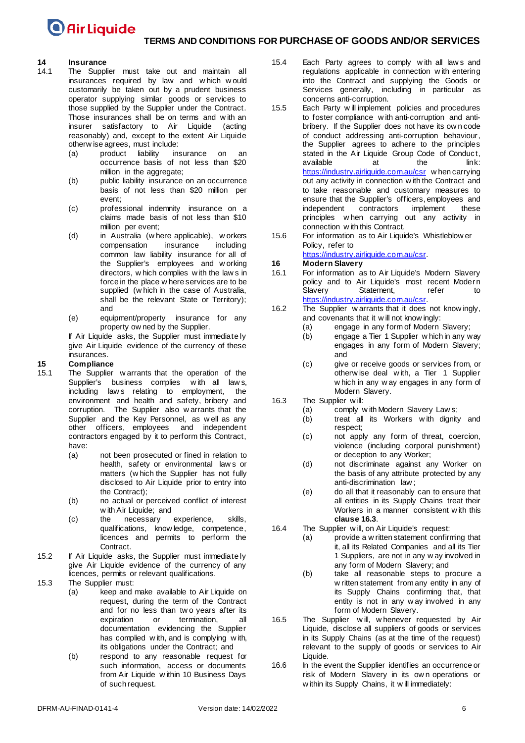## 14 Insurance

14.1 The Supplier must take out and maintain all insurances required by law and which would customarily be taken out by a prudent business operator supplying similar goods or services to those supplied by the Supplier under the Contract. Those insurances shall be on terms and with an insurer satisfactory to Air Liquide (acting reasonably) and, except to the extent Air Liquide otherwise agrees, must include:

(a) product liability insurance on an occurrence basis of not less than $20 million in the aggregate;

(b) public liability insurance on an occurrence basis of not less than $20 million per event;

(c) professional indemnity insurance on a claims made basis of not less than $10 million per event;

(d) in Australia (where applicable), workers compensation insurance including common law liability insurance for all of the Supplier's employees and working directors, which complies with the laws in force in the place where services are to be supplied (which in the case of Australia, shall be the relevant State or Territory); and

(e) equipment/property insurance for any property owned by the Supplier.

If Air Liquide asks, the Supplier must immediately give Air Liquide evidence of the currency of these insurances.

## 15 Compliance

15.1 The Supplier warrants that the operation of the Supplier's business complies with all laws, including laws relating to employment, the environment and health and safety, bribery and corruption. The Supplier also warrants that the Supplier and the Key Personnel, as well as any other officers, employees and independent contractors engaged by it to perform this Contract, have:

(a) not been prosecuted or fined in relation to health, safety or environmental laws or matters (which the Supplier has not fully disclosed to Air Liquide prior to entry into the Contract);

(b) no actual or perceived conflict of interest with Air Liquide; and

(c) the necessary experience, skills, qualifications, knowledge, competence, licences and permits to perform the Contract.

15.2 If Air Liquide asks, the Supplier must immediately give Air Liquide evidence of the currency of any licences, permits or relevant qualifications.

15.3 The Supplier must:

(a) keep and make available to Air Liquide on request, during the term of the Contract and for no less than two years after its expiration or termination, all documentation evidencing the Supplier has complied with, and is complying with, its obligations under the Contract; and

(b) respond to any reasonable request for such information, access or documents from Air Liquide within 10 Business Days of such request.

15.4 Each Party agrees to comply with all laws and regulations applicable in connection with entering into the Contract and supplying the Goods or Services generally, including in particular as concerns anti-corruption.

15.5 Each Party will implement policies and procedures to foster compliance with anti-corruption and anti-bribery. If the Supplier does not have its own code of conduct addressing anti-corruption behaviour, the Supplier agrees to adhere to the principles stated in the Air Liquide Group Code of Conduct, available at the link: https://industry.airliquide.com.au/csr when carrying out any activity in connection with the Contract and to take reasonable and customary measures to ensure that the Supplier's officers, employees and independent contractors implement these principles when carrying out any activity in connection with this Contract.

15.6 For information as to Air Liquide's Whistleblower Policy, refer to https://industry.airliquide.com.au/csr.

## 16 Modern Slavery

16.1 For information as to Air Liquide's Modern Slavery policy and to Air Liquide's most recent Modern Slavery Statement, refer to https://industry.airliquide.com.au/csr.

16.2 The Supplier warrants that it does not knowingly, and covenants that it will not knowingly:

(a) engage in any form of Modern Slavery;

(b) engage a Tier 1 Supplier which in any way engages in any form of Modern Slavery; and

(c) give or receive goods or services from, or otherwise deal with, a Tier 1 Supplier which in any way engages in any form of Modern Slavery.

16.3 The Supplier will:

(a) comply with Modern Slavery Laws;

(b) treat all its Workers with dignity and respect;

(c) not apply any form of threat, coercion, violence (including corporal punishment) or deception to any Worker;

(d) not discriminate against any Worker on the basis of any attribute protected by any anti-discrimination law;

(e) do all that it reasonably can to ensure that all entities in its Supply Chains treat their Workers in a manner consistent with this **clause 16.3**.

16.4 The Supplier will, on Air Liquide's request:

(a) provide a written statement confirming that it, all its Related Companies and all its Tier 1 Suppliers, are not in any way involved in any form of Modern Slavery; and

(b) take all reasonable steps to procure a written statement from any entity in any of its Supply Chains confirming that, that entity is not in any way involved in any form of Modern Slavery.

16.5 The Supplier will, whenever requested by Air Liquide, disclose all suppliers of goods or services in its Supply Chains (as at the time of the request) relevant to the supply of goods or services to Air Liquide.

16.6 In the event the Supplier identifies an occurrence or risk of Modern Slavery in its own operations or within its Supply Chains, it will immediately: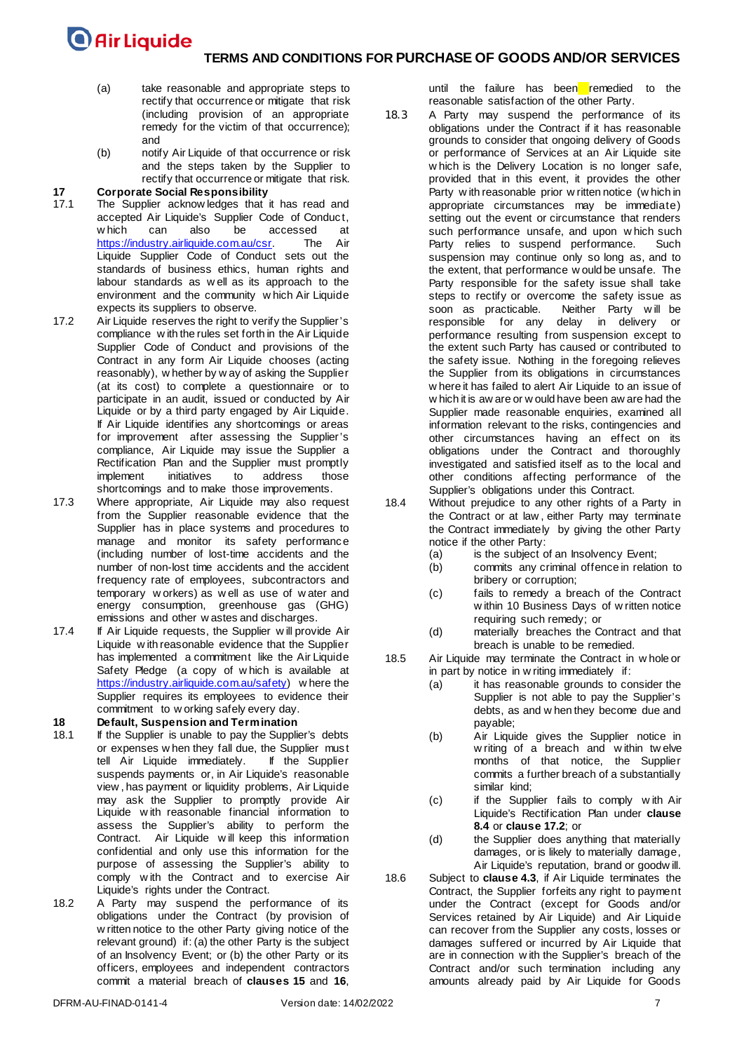(a) take reasonable and appropriate steps to rectify that occurrence or mitigate that risk (including provision of an appropriate remedy for the victim of that occurrence); and

(b) notify Air Liquide of that occurrence or risk and the steps taken by the Supplier to rectify that occurrence or mitigate that risk.

## 17 Corporate Social Responsibility

17.1 The Supplier acknowledges that it has read and accepted Air Liquide's Supplier Code of Conduct, which can also be accessed at https://industry.airliquide.com.au/csr. The Air Liquide Supplier Code of Conduct sets out the standards of business ethics, human rights and labour standards as well as its approach to the environment and the community which Air Liquide expects its suppliers to observe.

17.2 Air Liquide reserves the right to verify the Supplier's compliance with the rules set forth in the Air Liquide Supplier Code of Conduct and provisions of the Contract in any form Air Liquide chooses (acting reasonably), whether by way of asking the Supplier (at its cost) to complete a questionnaire or to participate in an audit, issued or conducted by Air Liquide or by a third party engaged by Air Liquide. If Air Liquide identifies any shortcomings or areas for improvement after assessing the Supplier's compliance, Air Liquide may issue the Supplier a Rectification Plan and the Supplier must promptly implement initiatives to address those shortcomings and to make those improvements.

17.3 Where appropriate, Air Liquide may also request from the Supplier reasonable evidence that the Supplier has in place systems and procedures to manage and monitor its safety performance (including number of lost-time accidents and the number of non-lost time accidents and the accident frequency rate of employees, subcontractors and temporary workers) as well as use of water and energy consumption, greenhouse gas (GHG) emissions and other wastes and discharges.

17.4 If Air Liquide requests, the Supplier will provide Air Liquide with reasonable evidence that the Supplier has implemented a commitment like the Air Liquide Safety Pledge (a copy of which is available at https://industry.airliquide.com.au/safety) where the Supplier requires its employees to evidence their commitment to working safely every day.

## 18 Default, Suspension and Termination

18.1 If the Supplier is unable to pay the Supplier's debts or expenses when they fall due, the Supplier must tell Air Liquide immediately. If the Supplier suspends payments or, in Air Liquide's reasonable view, has payment or liquidity problems, Air Liquide may ask the Supplier to promptly provide Air Liquide with reasonable financial information to assess the Supplier's ability to perform the Contract. Air Liquide will keep this information confidential and only use this information for the purpose of assessing the Supplier's ability to comply with the Contract and to exercise Air Liquide's rights under the Contract.

18.2 A Party may suspend the performance of its obligations under the Contract (by provision of written notice to the other Party giving notice of the relevant ground) if: (a) the other Party is the subject of an Insolvency Event; or (b) the other Party or its officers, employees and independent contractors commit a material breach of **clauses 15** and **16**, until the failure has been remedied to the reasonable satisfaction of the other Party.

18.3 A Party may suspend the performance of its obligations under the Contract if it has reasonable grounds to consider that ongoing delivery of Goods or performance of Services at an Air Liquide site which is the Delivery Location is no longer safe, provided that in this event, it provides the other Party with reasonable prior written notice (which in appropriate circumstances may be immediate) setting out the event or circumstance that renders such performance unsafe, and upon which such Party relies to suspend performance. Such suspension may continue only so long as, and to the extent, that performance would be unsafe. The Party responsible for the safety issue shall take steps to rectify or overcome the safety issue as soon as practicable. Neither Party will be responsible for any delay in delivery or performance resulting from suspension except to the extent such Party has caused or contributed to the safety issue. Nothing in the foregoing relieves the Supplier from its obligations in circumstances where it has failed to alert Air Liquide to an issue of which it is aware or would have been aware had the Supplier made reasonable enquiries, examined all information relevant to the risks, contingencies and other circumstances having an effect on its obligations under the Contract and thoroughly investigated and satisfied itself as to the local and other conditions affecting performance of the Supplier's obligations under this Contract.

18.4 Without prejudice to any other rights of a Party in the Contract or at law, either Party may terminate the Contract immediately by giving the other Party notice if the other Party:

(a) is the subject of an Insolvency Event;

(b) commits any criminal offence in relation to bribery or corruption;

(c) fails to remedy a breach of the Contract within 10 Business Days of written notice requiring such remedy; or

(d) materially breaches the Contract and that breach is unable to be remedied.

18.5 Air Liquide may terminate the Contract in whole or in part by notice in writing immediately if:

(a) it has reasonable grounds to consider the Supplier is not able to pay the Supplier's debts, as and when they become due and payable;

(b) Air Liquide gives the Supplier notice in writing of a breach and within twelve months of that notice, the Supplier commits a further breach of a substantially similar kind;

(c) if the Supplier fails to comply with Air Liquide's Rectification Plan under **clause 8.4** or **clause 17.2**; or

(d) the Supplier does anything that materially damages, or is likely to materially damage, Air Liquide's reputation, brand or goodwill.

18.6 Subject to **clause 4.3**, if Air Liquide terminates the Contract, the Supplier forfeits any right to payment under the Contract (except for Goods and/or Services retained by Air Liquide) and Air Liquide can recover from the Supplier any costs, losses or damages suffered or incurred by Air Liquide that are in connection with the Supplier's breach of the Contract and/or such termination including any amounts already paid by Air Liquide for Goods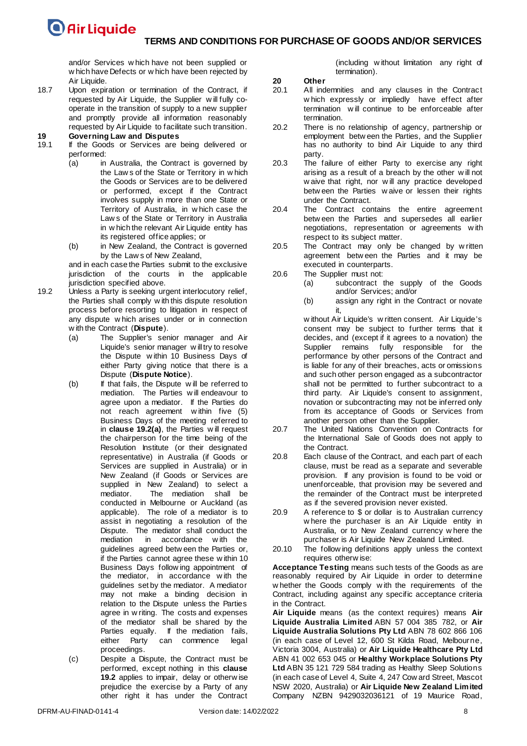and/or Services which have not been supplied or which have Defects or which have been rejected by Air Liquide.

18.7 Upon expiration or termination of the Contract, if requested by Air Liquide, the Supplier will fully co-operate in the transition of supply to a new supplier and promptly provide all information reasonably requested by Air Liquide to facilitate such transition.

## 19 Governing Law and Disputes

19.1 If the Goods or Services are being delivered or performed:

(a) in Australia, the Contract is governed by the Laws of the State or Territory in which the Goods or Services are to be delivered or performed, except if the Contract involves supply in more than one State or Territory of Australia, in which case the Laws of the State or Territory in Australia in which the relevant Air Liquide entity has its registered office applies; or

(b) in New Zealand, the Contract is governed by the Laws of New Zealand,

and in each case the Parties submit to the exclusive jurisdiction of the courts in the applicable jurisdiction specified above.

19.2 Unless a Party is seeking urgent interlocutory relief, the Parties shall comply with this dispute resolution process before resorting to litigation in respect of any dispute which arises under or in connection with the Contract (**Dispute**).

(a) The Supplier's senior manager and Air Liquide's senior manager will try to resolve the Dispute within 10 Business Days of either Party giving notice that there is a Dispute (**Dispute Notice**).

(b) If that fails, the Dispute will be referred to mediation. The Parties will endeavour to agree upon a mediator. If the Parties do not reach agreement within five (5) Business Days of the meeting referred to in **clause 19.2(a)**, the Parties will request the chairperson for the time being of the Resolution Institute (or their designated representative) in Australia (if Goods or Services are supplied in Australia) or in New Zealand (if Goods or Services are supplied in New Zealand) to select a mediator. The mediation shall be conducted in Melbourne or Auckland (as applicable). The role of a mediator is to assist in negotiating a resolution of the Dispute. The mediator shall conduct the mediation in accordance with the guidelines agreed between the Parties or, if the Parties cannot agree these within 10 Business Days following appointment of the mediator, in accordance with the guidelines set by the mediator. A mediator may not make a binding decision in relation to the Dispute unless the Parties agree in writing. The costs and expenses of the mediator shall be shared by the Parties equally. If the mediation fails, either Party can commence legal proceedings.

(c) Despite a Dispute, the Contract must be performed, except nothing in this **clause 19.2** applies to impair, delay or otherwise prejudice the exercise by a Party of any other right it has under the Contract (including without limitation any right of termination).

## 20 Other

20.1 All indemnities and any clauses in the Contract which expressly or impliedly have effect after termination will continue to be enforceable after termination.

20.2 There is no relationship of agency, partnership or employment between the Parties, and the Supplier has no authority to bind Air Liquide to any third party.

20.3 The failure of either Party to exercise any right arising as a result of a breach by the other will not waive that right, nor will any practice developed between the Parties waive or lessen their rights under the Contract.

20.4 The Contract contains the entire agreement between the Parties and supersedes all earlier negotiations, representation or agreements with respect to its subject matter.

20.5 The Contract may only be changed by written agreement between the Parties and it may be executed in counterparts.

20.6 The Supplier must not:

(a) subcontract the supply of the Goods and/or Services; and/or

(b) assign any right in the Contract or novate it,

without Air Liquide's written consent. Air Liquide's consent may be subject to further terms that it decides, and (except if it agrees to a novation) the Supplier remains fully responsible for the performance by other persons of the Contract and is liable for any of their breaches, acts or omissions and such other person engaged as a subcontractor shall not be permitted to further subcontract to a third party. Air Liquide's consent to assignment, novation or subcontracting may not be inferred only from its acceptance of Goods or Services from another person other than the Supplier.

20.7 The United Nations Convention on Contracts for the International Sale of Goods does not apply to the Contract.

20.8 Each clause of the Contract, and each part of each clause, must be read as a separate and severable provision. If any provision is found to be void or unenforceable, that provision may be severed and the remainder of the Contract must be interpreted as if the severed provision never existed.

20.9 A reference to $ or dollar is to Australian currency where the purchaser is an Air Liquide entity in Australia, or to New Zealand currency where the purchaser is Air Liquide New Zealand Limited.

20.10 The following definitions apply unless the context requires otherwise:

**Acceptance Testing** means such tests of the Goods as are reasonably required by Air Liquide in order to determine whether the Goods comply with the requirements of the Contract, including against any specific acceptance criteria in the Contract.

**Air Liquide** means (as the context requires) means **Air Liquide Australia Limited** ABN 57 004 385 782, or **Air Liquide Australia Solutions Pty Ltd** ABN 78 602 866 106 (in each case of Level 12, 600 St Kilda Road, Melbourne, Victoria 3004, Australia) or **Air Liquide Healthcare Pty Ltd** ABN 41 002 653 045 or **Healthy Workplace Solutions Pty Ltd** ABN 35 121 729 584 trading as Healthy Sleep Solutions (in each case of Level 4, Suite 4, 247 Coward Street, Mascot NSW 2020, Australia) or **Air Liquide New Zealand Limited** Company NZBN 9429032036121 of 19 Maurice Road,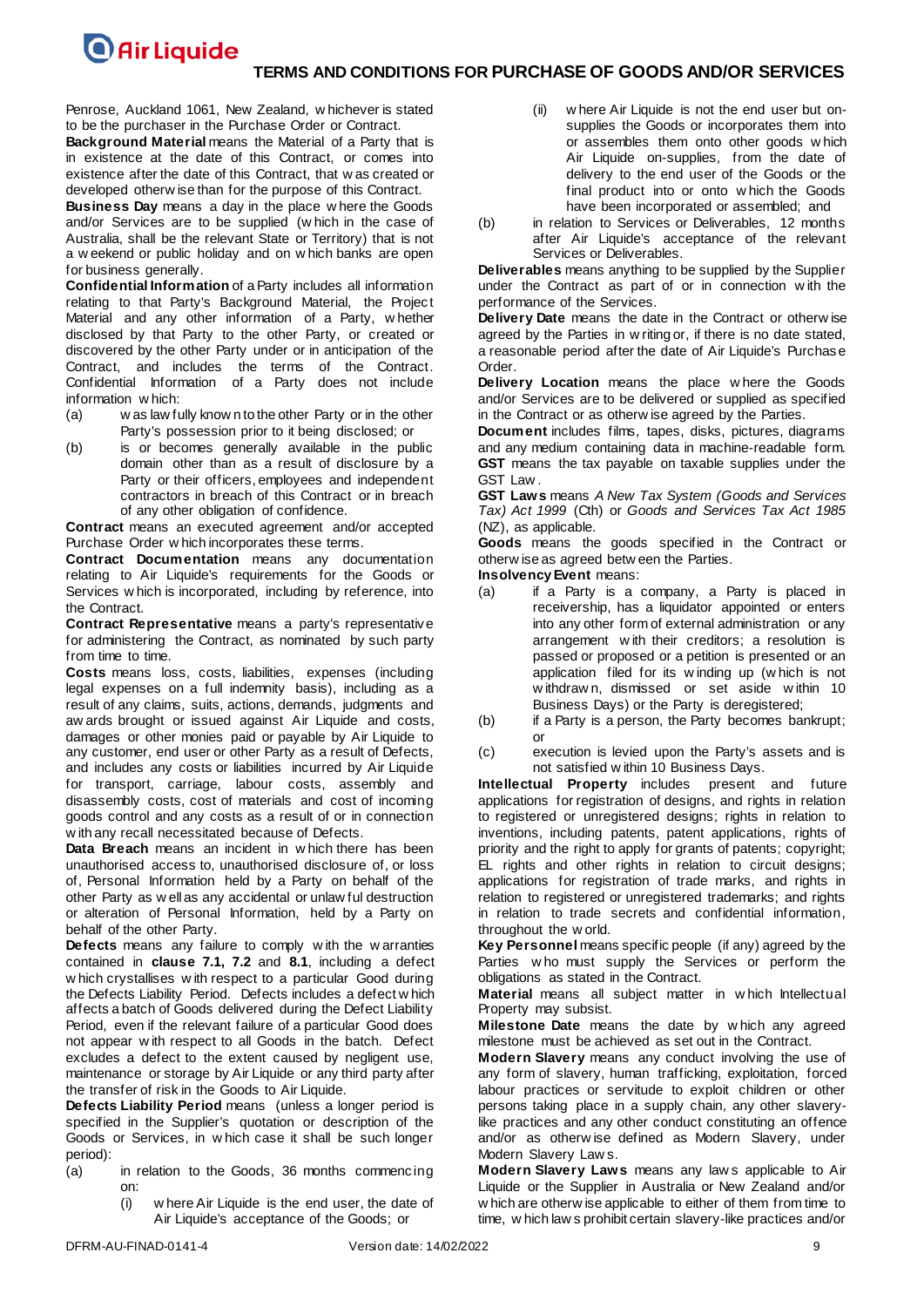Penrose, Auckland 1061, New Zealand, whichever is stated to be the purchaser in the Purchase Order or Contract.

**Background Material** means the Material of a Party that is in existence at the date of this Contract, or comes into existence after the date of this Contract, that was created or developed otherwise than for the purpose of this Contract.

**Business Day** means a day in the place where the Goods and/or Services are to be supplied (which in the case of Australia, shall be the relevant State or Territory) that is not a weekend or public holiday and on which banks are open for business generally.

**Confidential Information** of a Party includes all information relating to that Party's Background Material, the Project Material and any other information of a Party, whether disclosed by that Party to the other Party, or created or discovered by the other Party under or in anticipation of the Contract, and includes the terms of the Contract. Confidential Information of a Party does not include information which:

(a) was lawfully known to the other Party or in the other Party's possession prior to it being disclosed; or

(b) is or becomes generally available in the public domain other than as a result of disclosure by a Party or their officers, employees and independent contractors in breach of this Contract or in breach of any other obligation of confidence.

**Contract** means an executed agreement and/or accepted Purchase Order which incorporates these terms.

**Contract Documentation** means any documentation relating to Air Liquide's requirements for the Goods or Services which is incorporated, including by reference, into the Contract.

**Contract Representative** means a party's representative for administering the Contract, as nominated by such party from time to time.

**Costs** means loss, costs, liabilities, expenses (including legal expenses on a full indemnity basis), including as a result of any claims, suits, actions, demands, judgments and awards brought or issued against Air Liquide and costs, damages or other monies paid or payable by Air Liquide to any customer, end user or other Party as a result of Defects, and includes any costs or liabilities incurred by Air Liquide for transport, carriage, labour costs, assembly and disassembly costs, cost of materials and cost of incoming goods control and any costs as a result of or in connection with any recall necessitated because of Defects.

**Data Breach** means an incident in which there has been unauthorised access to, unauthorised disclosure of, or loss of, Personal Information held by a Party on behalf of the other Party as well as any accidental or unlawful destruction or alteration of Personal Information, held by a Party on behalf of the other Party.

**Defects** means any failure to comply with the warranties contained in **clause 7.1, 7.2** and **8.1**, including a defect which crystallises with respect to a particular Good during the Defects Liability Period. Defects includes a defect which affects a batch of Goods delivered during the Defect Liability Period, even if the relevant failure of a particular Good does not appear with respect to all Goods in the batch. Defect excludes a defect to the extent caused by negligent use, maintenance or storage by Air Liquide or any third party after the transfer of risk in the Goods to Air Liquide.

**Defects Liability Period** means (unless a longer period is specified in the Supplier's quotation or description of the Goods or Services, in which case it shall be such longer period):

(a) in relation to the Goods, 36 months commencing on:

   (i) where Air Liquide is the end user, the date of Air Liquide's acceptance of the Goods; or

   (ii) where Air Liquide is not the end user but on-supplies the Goods or incorporates them into or assembles them onto other goods which Air Liquide on-supplies, from the date of delivery to the end user of the Goods or the final product into or onto which the Goods have been incorporated or assembled; and

(b) in relation to Services or Deliverables, 12 months after Air Liquide's acceptance of the relevant Services or Deliverables.

**Deliverables** means anything to be supplied by the Supplier under the Contract as part of or in connection with the performance of the Services.

**Delivery Date** means the date in the Contract or otherwise agreed by the Parties in writing or, if there is no date stated, a reasonable period after the date of Air Liquide's Purchase Order.

**Delivery Location** means the place where the Goods and/or Services are to be delivered or supplied as specified in the Contract or as otherwise agreed by the Parties.

**Document** includes films, tapes, disks, pictures, diagrams and any medium containing data in machine-readable form.

**GST** means the tax payable on taxable supplies under the GST Law.

**GST Laws** means *A New Tax System (Goods and Services Tax) Act 1999* (Cth) or *Goods and Services Tax Act 1985* (NZ), as applicable.

**Goods** means the goods specified in the Contract or otherwise as agreed between the Parties.

**Insolvency Event** means:

(a) if a Party is a company, a Party is placed in receivership, has a liquidator appointed or enters into any other form of external administration or any arrangement with their creditors; a resolution is passed or proposed or a petition is presented or an application filed for its winding up (which is not withdrawn, dismissed or set aside within 10 Business Days) or the Party is deregistered;

(b) if a Party is a person, the Party becomes bankrupt; or

(c) execution is levied upon the Party's assets and is not satisfied within 10 Business Days.

**Intellectual Property** includes present and future applications for registration of designs, and rights in relation to registered or unregistered designs; rights in relation to inventions, including patents, patent applications, rights of priority and the right to apply for grants of patents; copyright; EL rights and other rights in relation to circuit designs; applications for registration of trade marks, and rights in relation to registered or unregistered trademarks; and rights in relation to trade secrets and confidential information, throughout the world.

**Key Personnel** means specific people (if any) agreed by the Parties who must supply the Services or perform the obligations as stated in the Contract.

**Material** means all subject matter in which Intellectual Property may subsist.

**Milestone Date** means the date by which any agreed milestone must be achieved as set out in the Contract.

**Modern Slavery** means any conduct involving the use of any form of slavery, human trafficking, exploitation, forced labour practices or servitude to exploit children or other persons taking place in a supply chain, any other slavery-like practices and any other conduct constituting an offence and/or as otherwise defined as Modern Slavery, under Modern Slavery Laws.

**Modern Slavery Laws** means any laws applicable to Air Liquide or the Supplier in Australia or New Zealand and/or which are otherwise applicable to either of them from time to time, which laws prohibit certain slavery-like practices and/or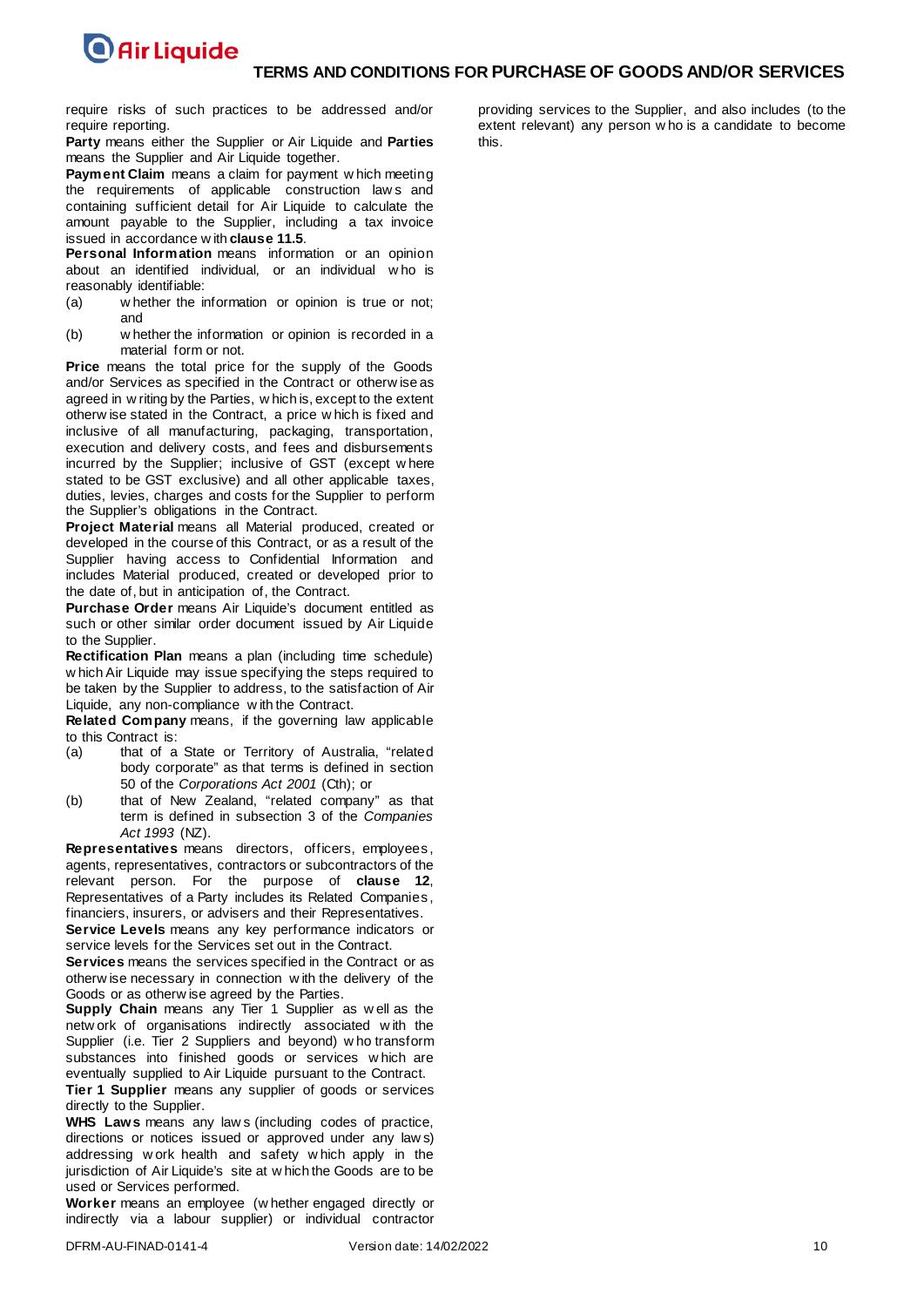require risks of such practices to be addressed and/or require reporting.

**Party** means either the Supplier or Air Liquide and **Parties** means the Supplier and Air Liquide together.

**Payment Claim** means a claim for payment which meeting the requirements of applicable construction laws and containing sufficient detail for Air Liquide to calculate the amount payable to the Supplier, including a tax invoice issued in accordance with **clause 11.5**.

**Personal Information** means information or an opinion about an identified individual, or an individual who is reasonably identifiable:

(a) whether the information or opinion is true or not; and

(b) whether the information or opinion is recorded in a material form or not.

**Price** means the total price for the supply of the Goods and/or Services as specified in the Contract or otherwise as agreed in writing by the Parties, which is, except to the extent otherwise stated in the Contract, a price which is fixed and inclusive of all manufacturing, packaging, transportation, execution and delivery costs, and fees and disbursements incurred by the Supplier; inclusive of GST (except where stated to be GST exclusive) and all other applicable taxes, duties, levies, charges and costs for the Supplier to perform the Supplier's obligations in the Contract.

**Project Material** means all Material produced, created or developed in the course of this Contract, or as a result of the Supplier having access to Confidential Information and includes Material produced, created or developed prior to the date of, but in anticipation of, the Contract.

**Purchase Order** means Air Liquide's document entitled as such or other similar order document issued by Air Liquide to the Supplier.

**Rectification Plan** means a plan (including time schedule) which Air Liquide may issue specifying the steps required to be taken by the Supplier to address, to the satisfaction of Air Liquide, any non-compliance with the Contract.

**Related Company** means, if the governing law applicable to this Contract is:

(a) that of a State or Territory of Australia, "related body corporate" as that terms is defined in section 50 of the *Corporations Act 2001* (Cth); or

(b) that of New Zealand, "related company" as that term is defined in subsection 3 of the *Companies Act 1993* (NZ).

**Representatives** means directors, officers, employees, agents, representatives, contractors or subcontractors of the relevant person. For the purpose of **clause 12**, Representatives of a Party includes its Related Companies, financiers, insurers, or advisers and their Representatives.

**Service Levels** means any key performance indicators or service levels for the Services set out in the Contract.

**Services** means the services specified in the Contract or as otherwise necessary in connection with the delivery of the Goods or as otherwise agreed by the Parties.

**Supply Chain** means any Tier 1 Supplier as well as the network of organisations indirectly associated with the Supplier (i.e. Tier 2 Suppliers and beyond) who transform substances into finished goods or services which are eventually supplied to Air Liquide pursuant to the Contract.

**Tier 1 Supplier** means any supplier of goods or services directly to the Supplier.

**WHS Laws** means any laws (including codes of practice, directions or notices issued or approved under any laws) addressing work health and safety which apply in the jurisdiction of Air Liquide's site at which the Goods are to be used or Services performed.

**Worker** means an employee (whether engaged directly or indirectly via a labour supplier) or individual contractor providing services to the Supplier, and also includes (to the extent relevant) any person who is a candidate to become this.